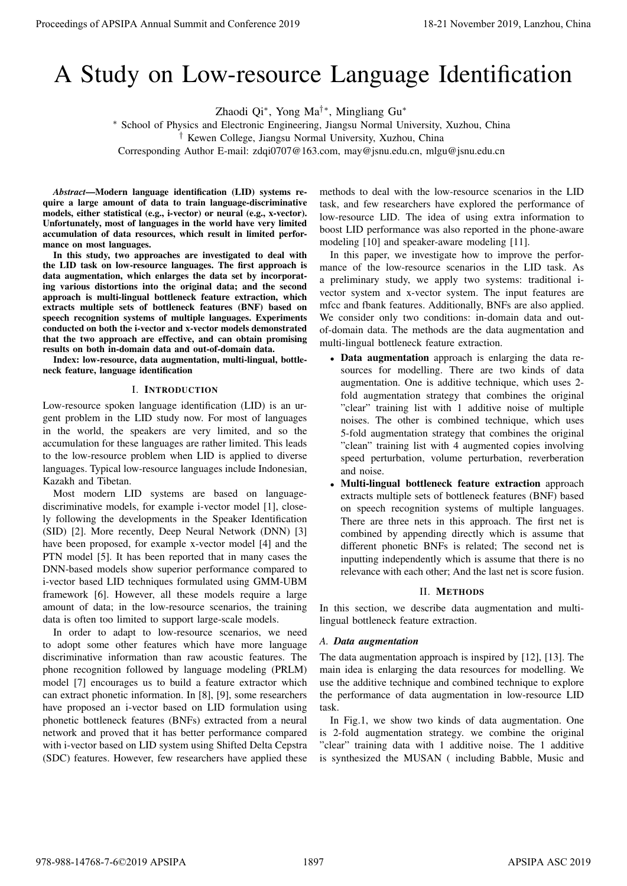# A Study on Low-resource Language Identification

Zhaodi Qi[*], Yong Ma[†*], Mingliang Gu[*]

[*] School of Physics and Electronic Engineering, Jiangsu Normal University, Xuzhou, China

[†] Kewen College, Jiangsu Normal University, Xuzhou, China

Corresponding Author E-mail: zdqi0707@163.com, may@jsnu.edu.cn, mlgu@jsnu.edu.cn

***Abstract*—Modern language identification (LID) systems require a large amount of data to train language-discriminative models, either statistical (e.g., i-vector) or neural (e.g., x-vector). Unfortunately, most of languages in the world have very limited accumulation of data resources, which result in limited performance on most languages.**

**In this study, two approaches are investigated to deal with the LID task on low-resource languages. The first approach is data augmentation, which enlarges the data set by incorporating various distortions into the original data; and the second approach is multi-lingual bottleneck feature extraction, which extracts multiple sets of bottleneck features (BNF) based on speech recognition systems of multiple languages. Experiments conducted on both the i-vector and x-vector models demonstrated that the two approach are effective, and can obtain promising results on both in-domain data and out-of-domain data.**

**Index: low-resource, data augmentation, multi-lingual, bottleneck feature, language identification**

## I. Introduction

Low-resource spoken language identification (LID) is an urgent problem in the LID study now. For most of languages in the world, the speakers are very limited, and so the accumulation for these languages are rather limited. This leads to the low-resource problem when LID is applied to diverse languages. Typical low-resource languages include Indonesian, Kazakh and Tibetan.

Most modern LID systems are based on language-discriminative models, for example i-vector model [1], closely following the developments in the Speaker Identification (SID) [2]. More recently, Deep Neural Network (DNN) [3] have been proposed, for example x-vector model [4] and the PTN model [5]. It has been reported that in many cases the DNN-based models show superior performance compared to i-vector based LID techniques formulated using GMM-UBM framework [6]. However, all these models require a large amount of data; in the low-resource scenarios, the training data is often too limited to support large-scale models.

In order to adapt to low-resource scenarios, we need to adopt some other features which have more language discriminative information than raw acoustic features. The phone recognition followed by language modeling (PRLM) model [7] encourages us to build a feature extractor which can extract phonetic information. In [8], [9], some researchers have proposed an i-vector based on LID formulation using phonetic bottleneck features (BNFs) extracted from a neural network and proved that it has better performance compared with i-vector based on LID system using Shifted Delta Cepstra (SDC) features. However, few researchers have applied these methods to deal with the low-resource scenarios in the LID task, and few researchers have explored the performance of low-resource LID. The idea of using extra information to boost LID performance was also reported in the phone-aware modeling [10] and speaker-aware modeling [11].

In this paper, we investigate how to improve the performance of the low-resource scenarios in the LID task. As a preliminary study, we apply two systems: traditional i-vector system and x-vector system. The input features are mfcc and fbank features. Additionally, BNFs are also applied. We consider only two conditions: in-domain data and out-of-domain data. The methods are the data augmentation and multi-lingual bottleneck feature extraction.

- **Data augmentation** approach is enlarging the data resources for modelling. There are two kinds of data augmentation. One is additive technique, which uses 2-fold augmentation strategy that combines the original "clear" training list with 1 additive noise of multiple noises. The other is combined technique, which uses 5-fold augmentation strategy that combines the original "clean" training list with 4 augmented copies involving speed perturbation, volume perturbation, reverberation and noise.
- **Multi-lingual bottleneck feature extraction** approach extracts multiple sets of bottleneck features (BNF) based on speech recognition systems of multiple languages. There are three nets in this approach. The first net is combined by appending directly which is assume that different phonetic BNFs is related; The second net is inputting independently which is assume that there is no relevance with each other; And the last net is score fusion.

## II. Methods

In this section, we describe data augmentation and multi-lingual bottleneck feature extraction.

### A. Data augmentation

The data augmentation approach is inspired by [12], [13]. The main idea is enlarging the data resources for modelling. We use the additive technique and combined technique to explore the performance of data augmentation in low-resource LID task.

In Fig.1, we show two kinds of data augmentation. One is 2-fold augmentation strategy. we combine the original "clear" training data with 1 additive noise. The 1 additive is synthesized the MUSAN ( including Babble, Music and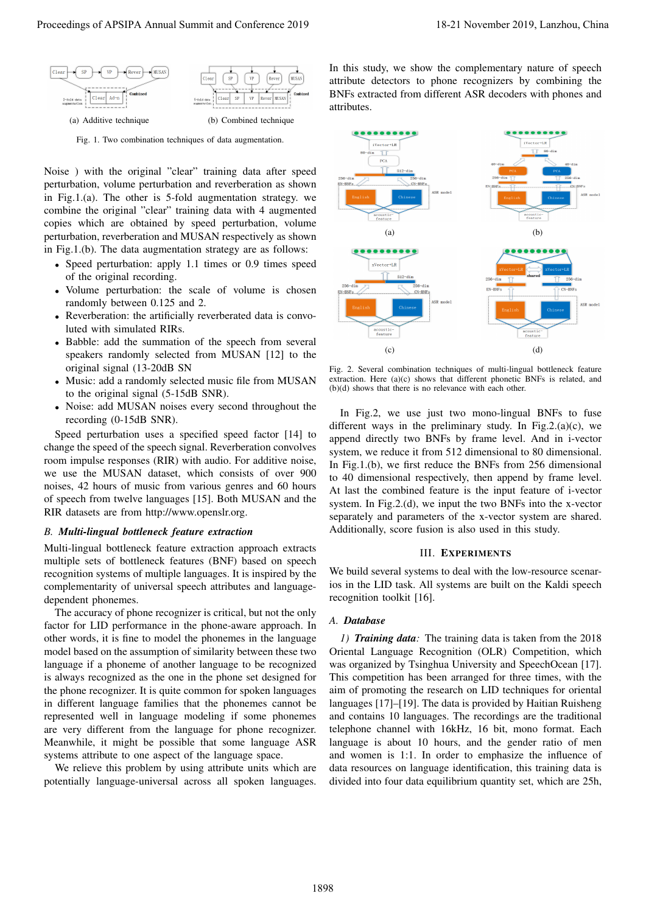(a) Additive technique

(b) Combined technique

Fig. 1. Two combination techniques of data augmentation.

Noise ) with the original "clear" training data after speed perturbation, volume perturbation and reverberation as shown in Fig.1.(a). The other is 5-fold augmentation strategy. we combine the original "clear" training data with 4 augmented copies which are obtained by speed perturbation, volume perturbation, reverberation and MUSAN respectively as shown in Fig.1.(b). The data augmentation strategy are as follows:

- Speed perturbation: apply 1.1 times or 0.9 times speed of the original recording.
- Volume perturbation: the scale of volume is chosen randomly between 0.125 and 2.
- Reverberation: the artificially reverberated data is convoluted with simulated RIRs.
- Babble: add the summation of the speech from several speakers randomly selected from MUSAN [12] to the original signal (13-20dB SN
- Music: add a randomly selected music file from MUSAN to the original signal (5-15dB SNR).
- Noise: add MUSAN noises every second throughout the recording (0-15dB SNR).

Speed perturbation uses a specified speed factor [14] to change the speed of the speech signal. Reverberation convolves room impulse responses (RIR) with audio. For additive noise, we use the MUSAN dataset, which consists of over 900 noises, 42 hours of music from various genres and 60 hours of speech from twelve languages [15]. Both MUSAN and the RIR datasets are from http://www.openslr.org.

### B. *Multi-lingual bottleneck feature extraction*

Multi-lingual bottleneck feature extraction approach extracts multiple sets of bottleneck features (BNF) based on speech recognition systems of multiple languages. It is inspired by the complementarity of universal speech attributes and language-dependent phonemes.

The accuracy of phone recognizer is critical, but not the only factor for LID performance in the phone-aware approach. In other words, it is fine to model the phonemes in the language model based on the assumption of similarity between these two language if a phoneme of another language to be recognized is always recognized as the one in the phone set designed for the phone recognizer. It is quite common for spoken languages in different language families that the phonemes cannot be represented well in language modeling if some phonemes are very different from the language for phone recognizer. Meanwhile, it might be possible that some language ASR systems attribute to one aspect of the language space.

We relieve this problem by using attribute units which are potentially language-universal across all spoken languages. In this study, we show the complementary nature of speech attribute detectors to phone recognizers by combining the BNFs extracted from different ASR decoders with phones and attributes.

(a) (b) (c) (d)

Fig. 2. Several combination techniques of multi-lingual bottleneck feature extraction. Here (a)(c) shows that different phonetic BNFs is related, and (b)(d) shows that there is no relevance with each other.

In Fig.2, we use just two mono-lingual BNFs to fuse different ways in the preliminary study. In Fig.2.(a)(c), we append directly two BNFs by frame level. And in i-vector system, we reduce it from 512 dimensional to 80 dimensional. In Fig.1.(b), we first reduce the BNFs from 256 dimensional to 40 dimensional respectively, then append by frame level. At last the combined feature is the input feature of i-vector system. In Fig.2.(d), we input the two BNFs into the x-vector separately and parameters of the x-vector system are shared. Additionally, score fusion is also used in this study.

## III. Experiments

We build several systems to deal with the low-resource scenarios in the LID task. All systems are built on the Kaldi speech recognition toolkit [16].

### A. *Database*

*1) **Training data**:* The training data is taken from the 2018 Oriental Language Recognition (OLR) Competition, which was organized by Tsinghua University and SpeechOcean [17]. This competition has been arranged for three times, with the aim of promoting the research on LID techniques for oriental languages [17]–[19]. The data is provided by Haitian Ruisheng and contains 10 languages. The recordings are the traditional telephone channel with 16kHz, 16 bit, mono format. Each language is about 10 hours, and the gender ratio of men and women is 1:1. In order to emphasize the influence of data resources on language identification, this training data is divided into four data equilibrium quantity set, which are 25h,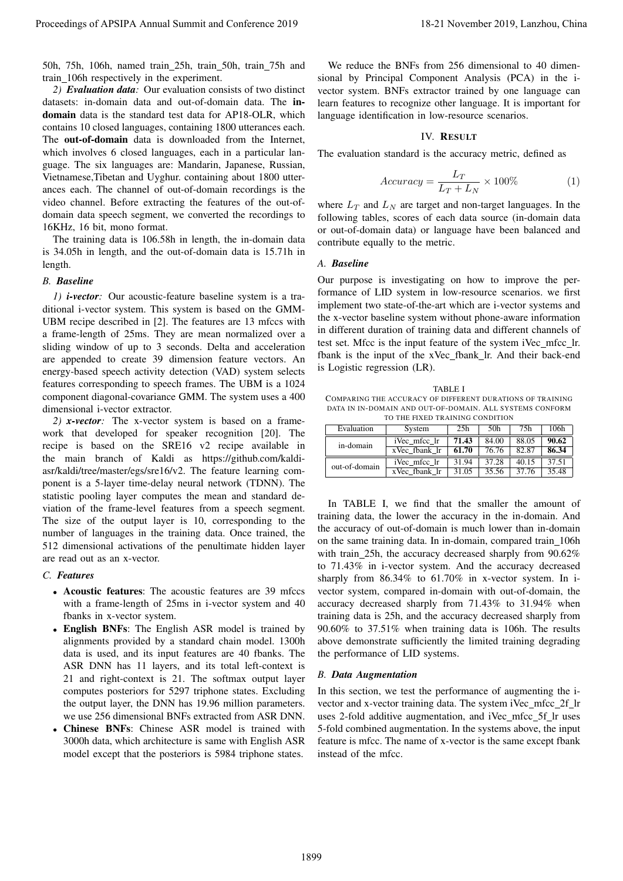50h, 75h, 106h, named train_25h, train_50h, train_75h and train_106h respectively in the experiment.

*2) **Evaluation data**:* Our evaluation consists of two distinct datasets: in-domain data and out-of-domain data. The **in-domain** data is the standard test data for AP18-OLR, which contains 10 closed languages, containing 1800 utterances each. The **out-of-domain** data is downloaded from the Internet, which involves 6 closed languages, each in a particular language. The six languages are: Mandarin, Japanese, Russian, Vietnamese,Tibetan and Uyghur. containing about 1800 utterances each. The channel of out-of-domain recordings is the video channel. Before extracting the features of the out-of-domain data speech segment, we converted the recordings to 16KHz, 16 bit, mono format.

The training data is 106.58h in length, the in-domain data is 34.05h in length, and the out-of-domain data is 15.71h in length.

### B. Baseline

*1) **i-vector**:* Our acoustic-feature baseline system is a traditional i-vector system. This system is based on the GMM-UBM recipe described in [2]. The features are 13 mfccs with a frame-length of 25ms. They are mean normalized over a sliding window of up to 3 seconds. Delta and acceleration are appended to create 39 dimension feature vectors. An energy-based speech activity detection (VAD) system selects features corresponding to speech frames. The UBM is a 1024 component diagonal-covariance GMM. The system uses a 400 dimensional i-vector extractor.

*2) **x-vector**:* The x-vector system is based on a framework that developed for speaker recognition [20]. The recipe is based on the SRE16 v2 recipe available in the main branch of Kaldi as https://github.com/kaldi-asr/kaldi/tree/master/egs/sre16/v2. The feature learning component is a 5-layer time-delay neural network (TDNN). The statistic pooling layer computes the mean and standard deviation of the frame-level features from a speech segment. The size of the output layer is 10, corresponding to the number of languages in the training data. Once trained, the 512 dimensional activations of the penultimate hidden layer are read out as an x-vector.

### C. Features

- **Acoustic features**: The acoustic features are 39 mfccs with a frame-length of 25ms in i-vector system and 40 fbanks in x-vector system.
- **English BNFs**: The English ASR model is trained by alignments provided by a standard chain model. 1300h data is used, and its input features are 40 fbanks. The ASR DNN has 11 layers, and its total left-context is 21 and right-context is 21. The softmax output layer computes posteriors for 5297 triphone states. Excluding the output layer, the DNN has 19.96 million parameters. we use 256 dimensional BNFs extracted from ASR DNN.
- **Chinese BNFs**: Chinese ASR model is trained with 3000h data, which architecture is same with English ASR model except that the posteriors is 5984 triphone states.

We reduce the BNFs from 256 dimensional to 40 dimensional by Principal Component Analysis (PCA) in the i-vector system. BNFs extractor trained by one language can learn features to recognize other language. It is important for language identification in low-resource scenarios.

## IV. Result

The evaluation standard is the accuracy metric, defined as

$$Accuracy = \frac{L_T}{L_T + L_N} \times 100\% \tag{1}$$

where $L_T$ and $L_N$ are target and non-target languages. In the following tables, scores of each data source (in-domain data or out-of-domain data) or language have been balanced and contribute equally to the metric.

### A. Baseline

Our purpose is investigating on how to improve the performance of LID system in low-resource scenarios. we first implement two state-of-the-art which are i-vector systems and the x-vector baseline system without phone-aware information in different duration of training data and different channels of test set. Mfcc is the input feature of the system iVec_mfcc_lr. fbank is the input of the xVec_fbank_lr. And their back-end is Logistic regression (LR).

TABLE I
Comparing the accuracy of different durations of training data in in-domain and out-of-domain. All systems conform to the fixed training condition

| Evaluation | System | 25h | 50h | 75h | 106h |
|---|---|---|---|---|---|
| in-domain | iVec_mfcc_lr | **71.43** | 84.00 | 88.05 | **90.62** |
| | xVec_fbank_lr | **61.70** | 76.76 | 82.87 | **86.34** |
| out-of-domain | iVec_mfcc_lr | 31.94 | 37.28 | 40.15 | 37.51 |
| | xVec_fbank_lr | 31.05 | 35.56 | 37.76 | 35.48 |

In TABLE I, we find that the smaller the amount of training data, the lower the accuracy in the in-domain. And the accuracy of out-of-domain is much lower than in-domain on the same training data. In in-domain, compared train_106h with train_25h, the accuracy decreased sharply from 90.62% to 71.43% in i-vector system. And the accuracy decreased sharply from 86.34% to 61.70% in x-vector system. In i-vector system, compared in-domain with out-of-domain, the accuracy decreased sharply from 71.43% to 31.94% when training data is 25h, and the accuracy decreased sharply from 90.60% to 37.51% when training data is 106h. The results above demonstrate sufficiently the limited training degrading the performance of LID systems.

### B. Data Augmentation

In this section, we test the performance of augmenting the i-vector and x-vector training data. The system iVec_mfcc_2f_lr uses 2-fold additive augmentation, and iVec_mfcc_5f_lr uses 5-fold combined augmentation. In the systems above, the input feature is mfcc. The name of x-vector is the same except fbank instead of the mfcc.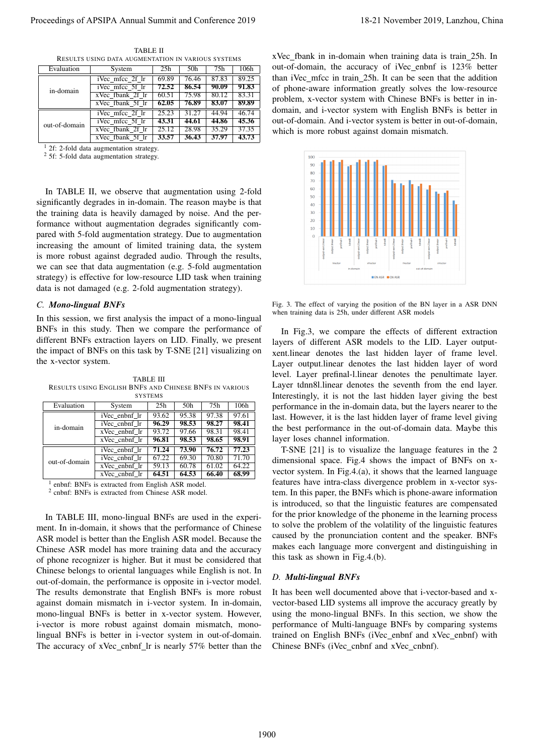TABLE II
RESULTS USING DATA AUGMENTATION IN VARIOUS SYSTEMS

| Evaluation | System | 25h | 50h | 75h | 106h |
|---|---|---|---|---|---|
| in-domain | iVec_mfcc_2f_lr | 69.89 | 76.46 | 87.83 | 89.25 |
| | iVec_mfcc_5f_lr | **72.52** | **86.54** | **90.09** | **91.83** |
| | xVec_fbank_2f_lr | 60.51 | 75.98 | 80.12 | 83.31 |
| | xVec_fbank_5f_lr | **62.05** | **76.89** | **83.07** | **89.89** |
| out-of-domain | iVec_mfcc_2f_lr | 25.23 | 31.27 | 44.94 | 46.74 |
| | iVec_mfcc_5f_lr | **43.31** | **44.61** | **44.86** | **45.36** |
| | xVec_fbank_2f_lr | 25.12 | 28.98 | 35.29 | 37.35 |
| | xVec_fbank_5f_lr | **33.57** | **36.43** | **37.97** | **43.73** |

[1] 2f: 2-fold data augmentation strategy.
[2] 5f: 5-fold data augmentation strategy.

In TABLE II, we observe that augmentation using 2-fold significantly degrades in in-domain. The reason maybe is that the training data is heavily damaged by noise. And the performance without augmentation degrades significantly compared with 5-fold augmentation strategy. Due to augmentation increasing the amount of limited training data, the system is more robust against degraded audio. Through the results, we can see that data augmentation (e.g. 5-fold augmentation strategy) is effective for low-resource LID task when training data is not damaged (e.g. 2-fold augmentation strategy).

### *C. Mono-lingual BNFs*

In this session, we first analysis the impact of a mono-lingual BNFs in this study. Then we compare the performance of different BNFs extraction layers on LID. Finally, we present the impact of BNFs on this task by T-SNE [21] visualizing on the x-vector system.

TABLE III
RESULTS USING ENGLISH BNFS AND CHINESE BNFS IN VARIOUS SYSTEMS

| Evaluation | System | 25h | 50h | 75h | 106h |
|---|---|---|---|---|---|
| in-domain | iVec_enbnf_lr | 93.62 | 95.38 | 97.38 | 97.61 |
| | iVec_cnbnf_lr | **96.29** | **98.53** | **98.27** | **98.41** |
| | xVec_enbnf_lr | 93.72 | 97.66 | 98.31 | 98.41 |
| | xVec_cnbnf_lr | **96.81** | **98.53** | **98.65** | **98.91** |
| out-of-domain | iVec_enbnf_lr | **71.24** | **73.90** | **76.72** | **77.23** |
| | iVec_cnbnf_lr | 67.22 | 69.30 | 70.80 | 71.70 |
| | xVec_enbnf_lr | 59.13 | 60.78 | 61.02 | 64.22 |
| | xVec_cnbnf_lr | **64.51** | **64.53** | **66.40** | **68.99** |

[1] enbnf: BNFs is extracted from English ASR model.
[2] cnbnf: BNFs is extracted from Chinese ASR model.

In TABLE III, mono-lingual BNFs are used in the experiment. In in-domain, it shows that the performance of Chinese ASR model is better than the English ASR model. Because the Chinese ASR model has more training data and the accuracy of phone recognizer is higher. But it must be considered that Chinese belongs to oriental languages while English is not. In out-of-domain, the performance is opposite in i-vector model. The results demonstrate that English BNFs is more robust against domain mismatch in i-vector system. In in-domain, mono-lingual BNFs is better in x-vector system. However, i-vector is more robust against domain mismatch, mono-lingual BNFs is better in i-vector system in out-of-domain. The accuracy of xVec_cnbnf_lr is nearly 57% better than the xVec_fbank in in-domain when training data is train_25h. In out-of-domain, the accuracy of iVec_enbnf is 123% better than iVec_mfcc in train_25h. It can be seen that the addition of phone-aware information greatly solves the low-resource problem, x-vector system with Chinese BNFs is better in in-domain, and i-vector system with English BNFs is better in out-of-domain. And i-vector system is better in out-of-domain, which is more robust against domain mismatch.

Fig. 3. The effect of varying the position of the BN layer in a ASR DNN when training data is 25h, under different ASR models

In Fig.3, we compare the effects of different extraction layers of different ASR models to the LID. Layer output-xent.linear denotes the last hidden layer of frame level. Layer output.linear denotes the last hidden layer of word level. Layer prefinal-l.linear denotes the penultimate layer. Layer tdnn8l.linear denotes the seventh from the end layer. Interestingly, it is not the last hidden layer giving the best performance in the in-domain data, but the layers nearer to the last. However, it is the last hidden layer of frame level giving the best performance in the out-of-domain data. Maybe this layer loses channel information.

T-SNE [21] is to visualize the language features in the 2 dimensional space. Fig.4 shows the impact of BNFs on x-vector system. In Fig.4.(a), it shows that the learned language features have intra-class divergence problem in x-vector system. In this paper, the BNFs which is phone-aware information is introduced, so that the linguistic features are compensated for the prior knowledge of the phoneme in the learning process to solve the problem of the volatility of the linguistic features caused by the pronunciation content and the speaker. BNFs makes each language more convergent and distinguishing in this task as shown in Fig.4.(b).

### *D. Multi-lingual BNFs*

It has been well documented above that i-vector-based and x-vector-based LID systems all improve the accuracy greatly by using the mono-lingual BNFs. In this section, we show the performance of Multi-language BNFs by comparing systems trained on English BNFs (iVec_enbnf and xVec_enbnf) with Chinese BNFs (iVec_cnbnf and xVec_cnbnf).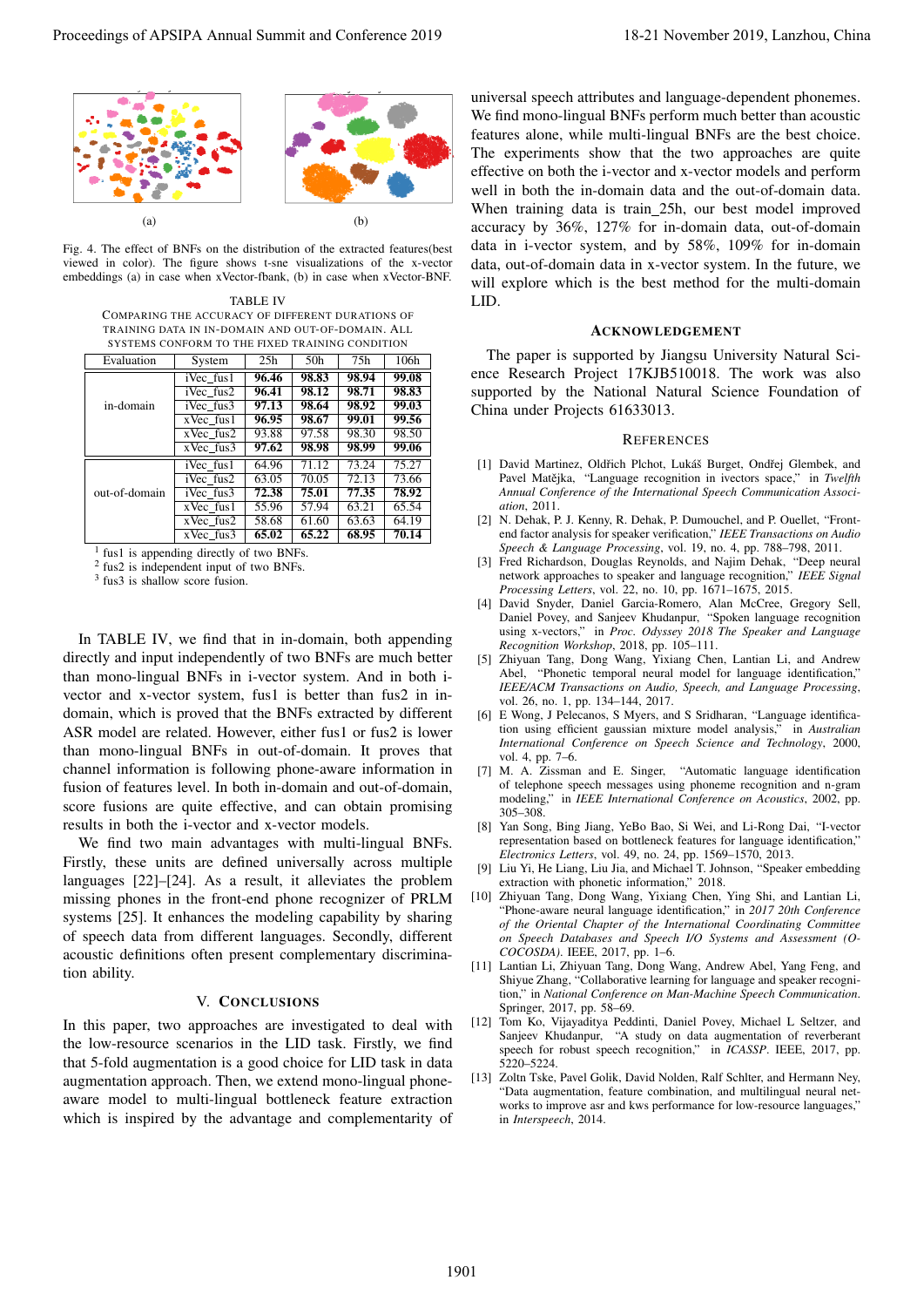(a) (b)

Fig. 4. The effect of BNFs on the distribution of the extracted features(best viewed in color). The figure shows t-sne visualizations of the x-vector embeddings (a) in case when xVector-fbank, (b) in case when xVector-BNF.

TABLE IV
COMPARING THE ACCURACY OF DIFFERENT DURATIONS OF TRAINING DATA IN IN-DOMAIN AND OUT-OF-DOMAIN. ALL SYSTEMS CONFORM TO THE FIXED TRAINING CONDITION

| Evaluation | System | 25h | 50h | 75h | 106h |
|---|---|---|---|---|---|
| in-domain | iVec_fus1 | **96.46** | **98.83** | **98.94** | **99.08** |
| | iVec_fus2 | **96.41** | **98.12** | **98.71** | **98.83** |
| | iVec_fus3 | **97.13** | **98.64** | **98.92** | **99.03** |
| | xVec_fus1 | **96.95** | **98.67** | **99.01** | **99.56** |
| | xVec_fus2 | 93.88 | 97.58 | 98.30 | 98.50 |
| | xVec_fus3 | **97.62** | **98.98** | **98.99** | **99.06** |
| out-of-domain | iVec_fus1 | 64.96 | 71.12 | 73.24 | 75.27 |
| | iVec_fus2 | 63.05 | 70.05 | 72.13 | 73.66 |
| | iVec_fus3 | **72.38** | **75.01** | **77.35** | **78.92** |
| | xVec_fus1 | 55.96 | 57.94 | 63.21 | 65.54 |
| | xVec_fus2 | 58.68 | 61.60 | 63.63 | 64.19 |
| | xVec_fus3 | **65.02** | **65.22** | **68.95** | **70.14** |

[1] fus1 is appending directly of two BNFs.
[2] fus2 is independent input of two BNFs.
[3] fus3 is shallow score fusion.

In TABLE IV, we find that in in-domain, both appending directly and input independently of two BNFs are much better than mono-lingual BNFs in i-vector system. And in both i-vector and x-vector system, fus1 is better than fus2 in in-domain, which is proved that the BNFs extracted by different ASR model are related. However, either fus1 or fus2 is lower than mono-lingual BNFs in out-of-domain. It proves that channel information is following phone-aware information in fusion of features level. In both in-domain and out-of-domain, score fusions are quite effective, and can obtain promising results in both the i-vector and x-vector models.

We find two main advantages with multi-lingual BNFs. Firstly, these units are defined universally across multiple languages [22]–[24]. As a result, it alleviates the problem missing phones in the front-end phone recognizer of PRLM systems [25]. It enhances the modeling capability by sharing of speech data from different languages. Secondly, different acoustic definitions often present complementary discrimination ability.

## V. CONCLUSIONS

In this paper, two approaches are investigated to deal with the low-resource scenarios in the LID task. Firstly, we find that 5-fold augmentation is a good choice for LID task in data augmentation approach. Then, we extend mono-lingual phone-aware model to multi-lingual bottleneck feature extraction which is inspired by the advantage and complementarity of universal speech attributes and language-dependent phonemes. We find mono-lingual BNFs perform much better than acoustic features alone, while multi-lingual BNFs are the best choice. The experiments show that the two approaches are quite effective on both the i-vector and x-vector models and perform well in both the in-domain data and the out-of-domain data. When training data is train_25h, our best model improved accuracy by 36%, 127% for in-domain data, out-of-domain data in i-vector system, and by 58%, 109% for in-domain data, out-of-domain data in x-vector system. In the future, we will explore which is the best method for the multi-domain LID.

## ACKNOWLEDGEMENT

The paper is supported by Jiangsu University Natural Science Research Project 17KJB510018. The work was also supported by the National Natural Science Foundation of China under Projects 61633013.

## REFERENCES

[1] David Martinez, Oldřich Plchot, Lukáš Burget, Ondřej Glembek, and Pavel Matějka, "Language recognition in ivectors space," in *Twelfth Annual Conference of the International Speech Communication Association*, 2011.

[2] N. Dehak, P. J. Kenny, R. Dehak, P. Dumouchel, and P. Ouellet, "Front-end factor analysis for speaker verification," *IEEE Transactions on Audio Speech & Language Processing*, vol. 19, no. 4, pp. 788–798, 2011.

[3] Fred Richardson, Douglas Reynolds, and Najim Dehak, "Deep neural network approaches to speaker and language recognition," *IEEE Signal Processing Letters*, vol. 22, no. 10, pp. 1671–1675, 2015.

[4] David Snyder, Daniel Garcia-Romero, Alan McCree, Gregory Sell, Daniel Povey, and Sanjeev Khudanpur, "Spoken language recognition using x-vectors," in *Proc. Odyssey 2018 The Speaker and Language Recognition Workshop*, 2018, pp. 105–111.

[5] Zhiyuan Tang, Dong Wang, Yixiang Chen, Lantian Li, and Andrew Abel, "Phonetic temporal neural model for language identification," *IEEE/ACM Transactions on Audio, Speech, and Language Processing*, vol. 26, no. 1, pp. 134–144, 2017.

[6] E Wong, J Pelecanos, S Myers, and S Sridharan, "Language identification using efficient gaussian mixture model analysis," in *Australian International Conference on Speech Science and Technology*, 2000, vol. 4, pp. 7–6.

[7] M. A. Zissman and E. Singer, "Automatic language identification of telephone speech messages using phoneme recognition and n-gram modeling," in *IEEE International Conference on Acoustics*, 2002, pp. 305–308.

[8] Yan Song, Bing Jiang, YeBo Bao, Si Wei, and Li-Rong Dai, "I-vector representation based on bottleneck features for language identification," *Electronics Letters*, vol. 49, no. 24, pp. 1569–1570, 2013.

[9] Liu Yi, He Liang, Liu Jia, and Michael T. Johnson, "Speaker embedding extraction with phonetic information," 2018.

[10] Zhiyuan Tang, Dong Wang, Yixiang Chen, Ying Shi, and Lantian Li, "Phone-aware neural language identification," in *2017 20th Conference of the Oriental Chapter of the International Coordinating Committee on Speech Databases and Speech I/O Systems and Assessment (O-COCOSDA)*. IEEE, 2017, pp. 1–6.

[11] Lantian Li, Zhiyuan Tang, Dong Wang, Andrew Abel, Yang Feng, and Shiyue Zhang, "Collaborative learning for language and speaker recognition," in *National Conference on Man-Machine Speech Communication*. Springer, 2017, pp. 58–69.

[12] Tom Ko, Vijayaditya Peddinti, Daniel Povey, Michael L Seltzer, and Sanjeev Khudanpur, "A study on data augmentation of reverberant speech for robust speech recognition," in *ICASSP*. IEEE, 2017, pp. 5220–5224.

[13] Zoltn Tske, Pavel Golik, David Nolden, Ralf Schlter, and Hermann Ney, "Data augmentation, feature combination, and multilingual neural networks to improve asr and kws performance for low-resource languages," in *Interspeech*, 2014.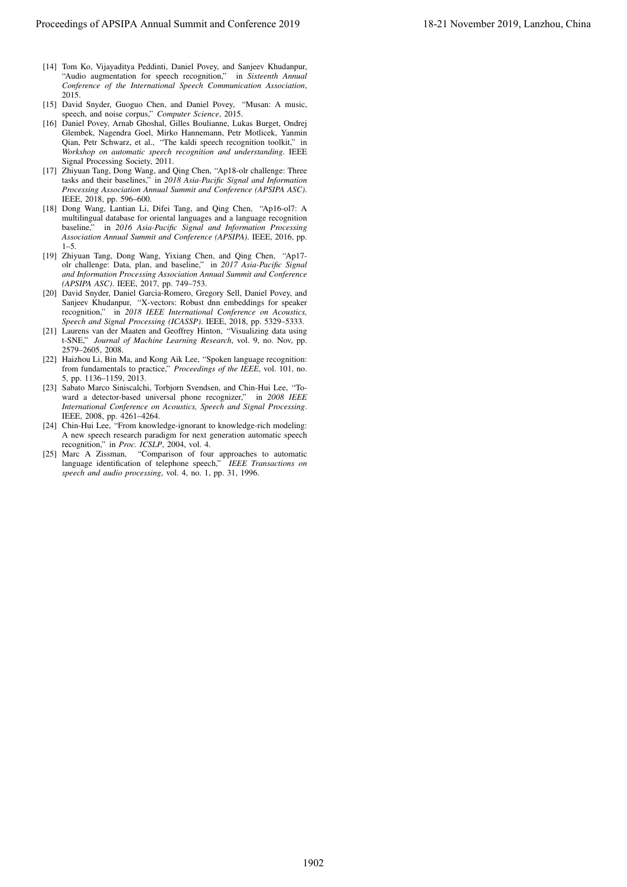[14] Tom Ko, Vijayaditya Peddinti, Daniel Povey, and Sanjeev Khudanpur, "Audio augmentation for speech recognition," in *Sixteenth Annual Conference of the International Speech Communication Association*, 2015.

[15] David Snyder, Guoguo Chen, and Daniel Povey, "Musan: A music, speech, and noise corpus," *Computer Science*, 2015.

[16] Daniel Povey, Arnab Ghoshal, Gilles Boulianne, Lukas Burget, Ondrej Glembek, Nagendra Goel, Mirko Hannemann, Petr Motlicek, Yanmin Qian, Petr Schwarz, et al., "The kaldi speech recognition toolkit," in *Workshop on automatic speech recognition and understanding*. IEEE Signal Processing Society, 2011.

[17] Zhiyuan Tang, Dong Wang, and Qing Chen, "Ap18-olr challenge: Three tasks and their baselines," in *2018 Asia-Pacific Signal and Information Processing Association Annual Summit and Conference (APSIPA ASC)*. IEEE, 2018, pp. 596–600.

[18] Dong Wang, Lantian Li, Difei Tang, and Qing Chen, "Ap16-ol7: A multilingual database for oriental languages and a language recognition baseline," in *2016 Asia-Pacific Signal and Information Processing Association Annual Summit and Conference (APSIPA)*. IEEE, 2016, pp. 1–5.

[19] Zhiyuan Tang, Dong Wang, Yixiang Chen, and Qing Chen, "Ap17-olr challenge: Data, plan, and baseline," in *2017 Asia-Pacific Signal and Information Processing Association Annual Summit and Conference (APSIPA ASC)*. IEEE, 2017, pp. 749–753.

[20] David Snyder, Daniel Garcia-Romero, Gregory Sell, Daniel Povey, and Sanjeev Khudanpur, "X-vectors: Robust dnn embeddings for speaker recognition," in *2018 IEEE International Conference on Acoustics, Speech and Signal Processing (ICASSP)*. IEEE, 2018, pp. 5329–5333.

[21] Laurens van der Maaten and Geoffrey Hinton, "Visualizing data using t-SNE," *Journal of Machine Learning Research*, vol. 9, no. Nov, pp. 2579–2605, 2008.

[22] Haizhou Li, Bin Ma, and Kong Aik Lee, "Spoken language recognition: from fundamentals to practice," *Proceedings of the IEEE*, vol. 101, no. 5, pp. 1136–1159, 2013.

[23] Sabato Marco Siniscalchi, Torbjorn Svendsen, and Chin-Hui Lee, "Toward a detector-based universal phone recognizer," in *2008 IEEE International Conference on Acoustics, Speech and Signal Processing*. IEEE, 2008, pp. 4261–4264.

[24] Chin-Hui Lee, "From knowledge-ignorant to knowledge-rich modeling: A new speech research paradigm for next generation automatic speech recognition," in *Proc. ICSLP*, 2004, vol. 4.

[25] Marc A Zissman, "Comparison of four approaches to automatic language identification of telephone speech," *IEEE Transactions on speech and audio processing*, vol. 4, no. 1, pp. 31, 1996.